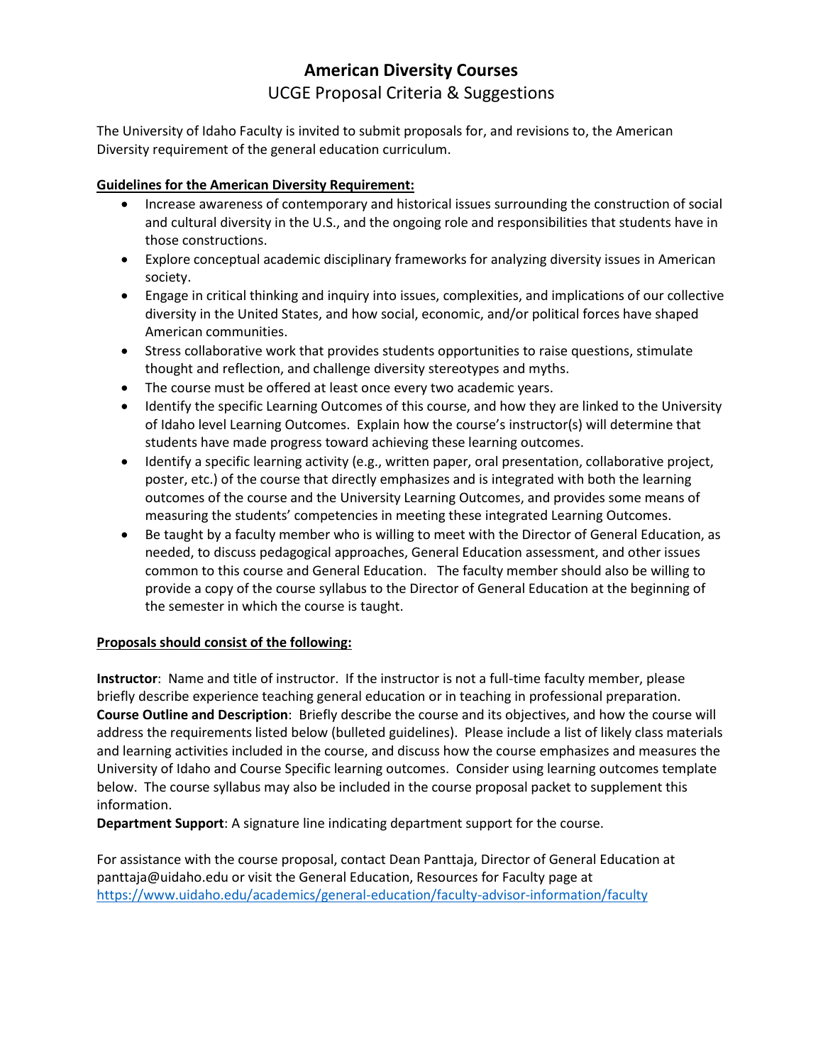# American Diversity Courses

## UCGE Proposal Criteria & Suggestions

The University of Idaho Faculty is invited to submit proposals for, and revisions to, the American Diversity requirement of the general education curriculum.

**Guidelines for the American Diversity Requirement:**

- Increase awareness of contemporary and historical issues surrounding the construction of social and cultural diversity in the U.S., and the ongoing role and responsibilities that students have in those constructions.
- Explore conceptual academic disciplinary frameworks for analyzing diversity issues in American society.
- Engage in critical thinking and inquiry into issues, complexities, and implications of our collective diversity in the United States, and how social, economic, and/or political forces have shaped American communities.
- Stress collaborative work that provides students opportunities to raise questions, stimulate thought and reflection, and challenge diversity stereotypes and myths.
- The course must be offered at least once every two academic years.
- Identify the specific Learning Outcomes of this course, and how they are linked to the University of Idaho level Learning Outcomes. Explain how the course's instructor(s) will determine that students have made progress toward achieving these learning outcomes.
- Identify a specific learning activity (e.g., written paper, oral presentation, collaborative project, poster, etc.) of the course that directly emphasizes and is integrated with both the learning outcomes of the course and the University Learning Outcomes, and provides some means of measuring the students' competencies in meeting these integrated Learning Outcomes.
- Be taught by a faculty member who is willing to meet with the Director of General Education, as needed, to discuss pedagogical approaches, General Education assessment, and other issues common to this course and General Education. The faculty member should also be willing to provide a copy of the course syllabus to the Director of General Education at the beginning of the semester in which the course is taught.

**Proposals should consist of the following:**

**Instructor**: Name and title of instructor. If the instructor is not a full-time faculty member, please briefly describe experience teaching general education or in teaching in professional preparation.
**Course Outline and Description**: Briefly describe the course and its objectives, and how the course will address the requirements listed below (bulleted guidelines). Please include a list of likely class materials and learning activities included in the course, and discuss how the course emphasizes and measures the University of Idaho and Course Specific learning outcomes. Consider using learning outcomes template below. The course syllabus may also be included in the course proposal packet to supplement this information.
**Department Support**: A signature line indicating department support for the course.

For assistance with the course proposal, contact Dean Panttaja, Director of General Education at panttaja@uidaho.edu or visit the General Education, Resources for Faculty page at https://www.uidaho.edu/academics/general-education/faculty-advisor-information/faculty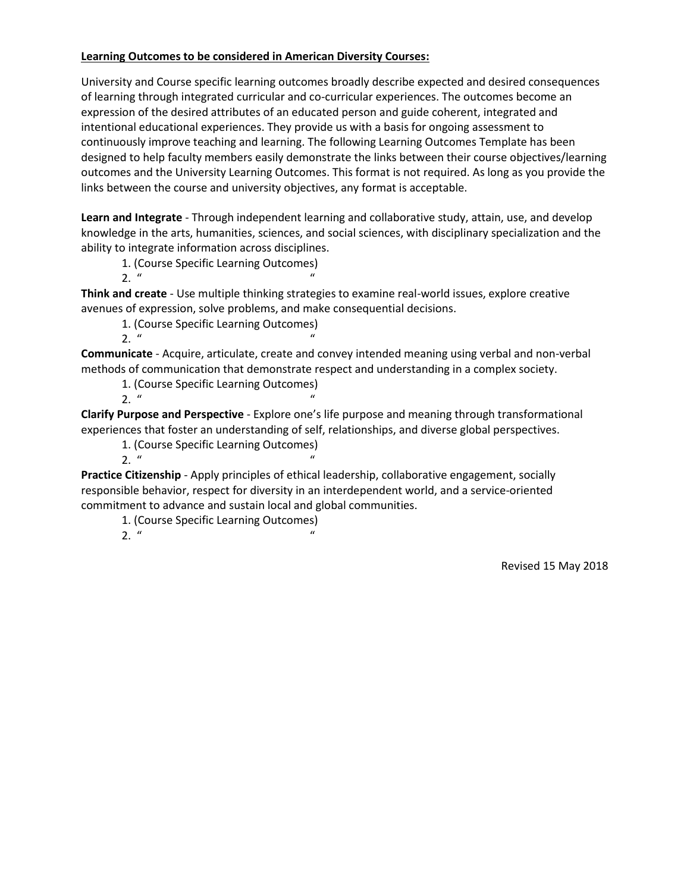**<u>Learning Outcomes to be considered in American Diversity Courses:</u>**

University and Course specific learning outcomes broadly describe expected and desired consequences of learning through integrated curricular and co-curricular experiences. The outcomes become an expression of the desired attributes of an educated person and guide coherent, integrated and intentional educational experiences. They provide us with a basis for ongoing assessment to continuously improve teaching and learning. The following Learning Outcomes Template has been designed to help faculty members easily demonstrate the links between their course objectives/learning outcomes and the University Learning Outcomes. This format is not required. As long as you provide the links between the course and university objectives, any format is acceptable.

**Learn and Integrate** - Through independent learning and collaborative study, attain, use, and develop knowledge in the arts, humanities, sciences, and social sciences, with disciplinary specialization and the ability to integrate information across disciplines.

1. (Course Specific Learning Outcomes)
2. " "

**Think and create** - Use multiple thinking strategies to examine real-world issues, explore creative avenues of expression, solve problems, and make consequential decisions.

1. (Course Specific Learning Outcomes)
2. " "

**Communicate** - Acquire, articulate, create and convey intended meaning using verbal and non-verbal methods of communication that demonstrate respect and understanding in a complex society.

1. (Course Specific Learning Outcomes)
2. " "

**Clarify Purpose and Perspective** - Explore one's life purpose and meaning through transformational experiences that foster an understanding of self, relationships, and diverse global perspectives.

1. (Course Specific Learning Outcomes)
2. " "

**Practice Citizenship** - Apply principles of ethical leadership, collaborative engagement, socially responsible behavior, respect for diversity in an interdependent world, and a service-oriented commitment to advance and sustain local and global communities.

1. (Course Specific Learning Outcomes)
2. " "

Revised 15 May 2018